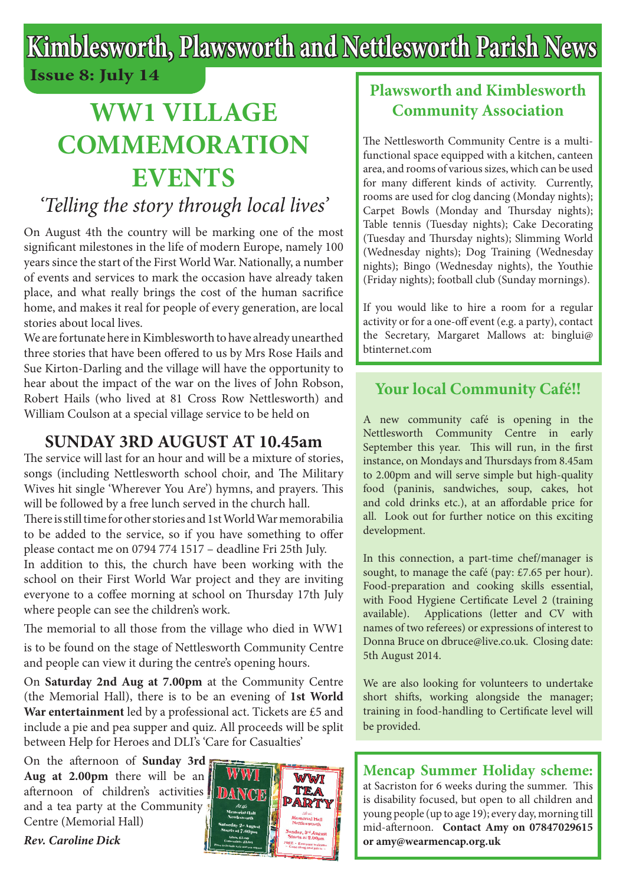# Kimblesworth, Plawsworth and Nettlesworth Parish News

**Issue 8: July 14**

## WW1 VILLAGE COMMEMORATION EVENTS

### *'Telling the story through local lives'*

On August 4th the country will be marking one of the most significant milestones in the life of modern Europe, namely 100 years since the start of the First World War. Nationally, a number of events and services to mark the occasion have already taken place, and what really brings the cost of the human sacrifice home, and makes it real for people of every generation, are local stories about local lives.

We are fortunate here in Kimblesworth to have already unearthed three stories that have been offered to us by Mrs Rose Hails and Sue Kirton-Darling and the village will have the opportunity to hear about the impact of the war on the lives of John Robson, Robert Hails (who lived at 81 Cross Row Nettlesworth) and William Coulson at a special village service to be held on

### SUNDAY 3RD AUGUST AT 10.45am

The service will last for an hour and will be a mixture of stories, songs (including Nettlesworth school choir, and The Military Wives hit single 'Wherever You Are') hymns, and prayers. This will be followed by a free lunch served in the church hall.

There is still time for other stories and 1st World War memorabilia to be added to the service, so if you have something to offer please contact me on 0794 774 1517 – deadline Fri 25th July.

In addition to this, the church have been working with the school on their First World War project and they are inviting everyone to a coffee morning at school on Thursday 17th July where people can see the children's work.

The memorial to all those from the village who died in WW1 is to be found on the stage of Nettlesworth Community Centre and people can view it during the centre's opening hours.

On **Saturday 2nd Aug at 7.00pm** at the Community Centre (the Memorial Hall), there is to be an evening of **1st World War entertainment** led by a professional act. Tickets are £5 and include a pie and pea supper and quiz. All proceeds will be split between Help for Heroes and DLI's 'Care for Casualties'

On the afternoon of **Sunday 3rd Aug at 2.00pm** there will be an afternoon of children's activities and a tea party at the Community Centre (Memorial Hall)

***Rev. Caroline Dick***

## Plawsworth and Kimblesworth Community Association

The Nettlesworth Community Centre is a multi-functional space equipped with a kitchen, canteen area, and rooms of various sizes, which can be used for many different kinds of activity. Currently, rooms are used for clog dancing (Monday nights); Carpet Bowls (Monday and Thursday nights); Table tennis (Tuesday nights); Cake Decorating (Tuesday and Thursday nights); Slimming World (Wednesday nights); Dog Training (Wednesday nights); Bingo (Wednesday nights), the Youthie (Friday nights); football club (Sunday mornings).

If you would like to hire a room for a regular activity or for a one-off event (e.g. a party), contact the Secretary, Margaret Mallows at: binglui@btinternet.com

## Your local Community Café!!

A new community café is opening in the Nettlesworth Community Centre in early September this year. This will run, in the first instance, on Mondays and Thursdays from 8.45am to 2.00pm and will serve simple but high-quality food (paninis, sandwiches, soup, cakes, hot and cold drinks etc.), at an affordable price for all. Look out for further notice on this exciting development.

In this connection, a part-time chef/manager is sought, to manage the café (pay: £7.65 per hour). Food-preparation and cooking skills essential, with Food Hygiene Certificate Level 2 (training available). Applications (letter and CV with names of two referees) or expressions of interest to Donna Bruce on dbruce@live.co.uk. Closing date: 5th August 2014.

We are also looking for volunteers to undertake short shifts, working alongside the manager; training in food-handling to Certificate level will be provided.

## Mencap Summer Holiday scheme:

at Sacriston for 6 weeks during the summer. This is disability focused, but open to all children and young people (up to age 19); every day, morning till mid-afternoon. **Contact Amy on 07847029615 or amy@wearmencap.org.uk**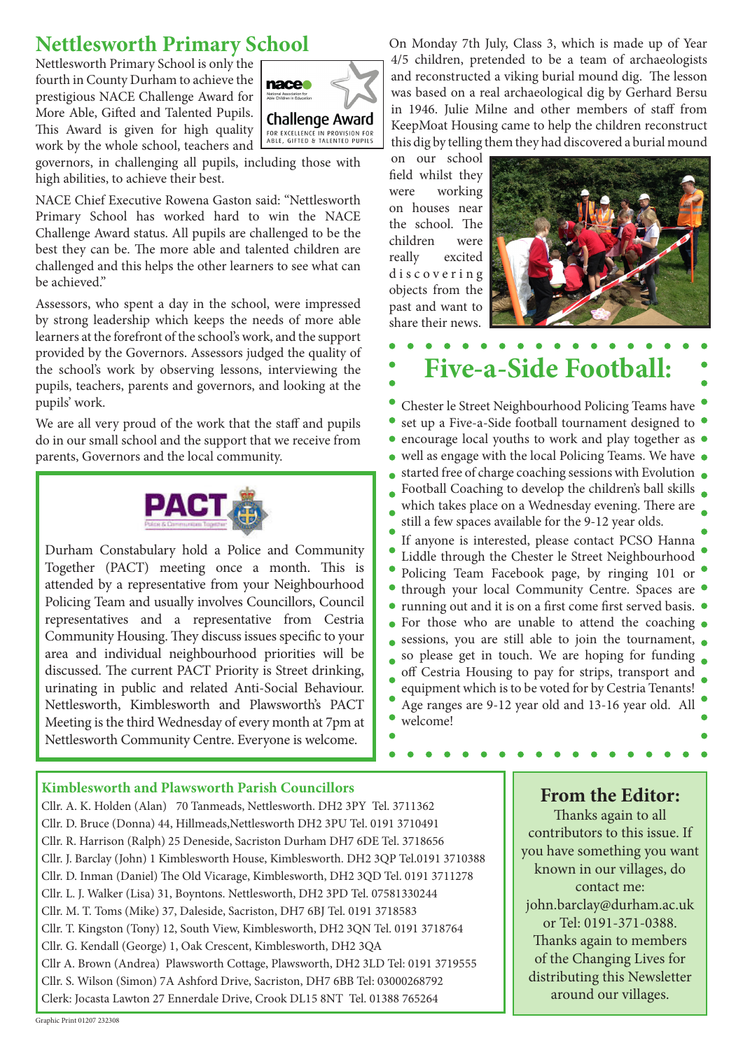## Nettlesworth Primary School

Nettlesworth Primary School is only the fourth in County Durham to achieve the prestigious NACE Challenge Award for More Able, Gifted and Talented Pupils. This Award is given for high quality work by the whole school, teachers and governors, in challenging all pupils, including those with high abilities, to achieve their best.

nace National Association for Able Children in Education
Challenge Award
FOR EXCELLENCE IN PROVISION FOR ABLE, GIFTED & TALENTED PUPILS

NACE Chief Executive Rowena Gaston said: "Nettlesworth Primary School has worked hard to win the NACE Challenge Award status. All pupils are challenged to be the best they can be. The more able and talented children are challenged and this helps the other learners to see what can be achieved."

Assessors, who spent a day in the school, were impressed by strong leadership which keeps the needs of more able learners at the forefront of the school's work, and the support provided by the Governors. Assessors judged the quality of the school's work by observing lessons, interviewing the pupils, teachers, parents and governors, and looking at the pupils' work.

We are all very proud of the work that the staff and pupils do in our small school and the support that we receive from parents, Governors and the local community.

On Monday 7th July, Class 3, which is made up of Year 4/5 children, pretended to be a team of archaeologists and reconstructed a viking burial mound dig. The lesson was based on a real archaeological dig by Gerhard Bersu in 1946. Julie Milne and other members of staff from KeepMoat Housing came to help the children reconstruct this dig by telling them they had discovered a burial mound on our school field whilst they were working on houses near the school. The children were really excited discovering objects from the past and want to share their news.

PACT Police & Communities Together

Durham Constabulary hold a Police and Community Together (PACT) meeting once a month. This is attended by a representative from your Neighbourhood Policing Team and usually involves Councillors, Council representatives and a representative from Cestria Community Housing. They discuss issues specific to your area and individual neighbourhood priorities will be discussed. The current PACT Priority is Street drinking, urinating in public and related Anti-Social Behaviour. Nettlesworth, Kimblesworth and Plawsworth's PACT Meeting is the third Wednesday of every month at 7pm at Nettlesworth Community Centre. Everyone is welcome.

## Five-a-Side Football:

Chester le Street Neighbourhood Policing Teams have set up a Five-a-Side football tournament designed to encourage local youths to work and play together as well as engage with the local Policing Teams. We have started free of charge coaching sessions with Evolution Football Coaching to develop the children's ball skills which takes place on a Wednesday evening. There are still a few spaces available for the 9-12 year olds.

If anyone is interested, please contact PCSO Hanna Liddle through the Chester le Street Neighbourhood Policing Team Facebook page, by ringing 101 or through your local Community Centre. Spaces are running out and it is on a first come first served basis. For those who are unable to attend the coaching sessions, you are still able to join the tournament, so please get in touch. We are hoping for funding off Cestria Housing to pay for strips, transport and equipment which is to be voted for by Cestria Tenants! Age ranges are 9-12 year old and 13-16 year old. All welcome!

### Kimblesworth and Plawsworth Parish Councillors

Cllr. A. K. Holden (Alan) 70 Tanmeads, Nettlesworth. DH2 3PY Tel. 3711362
Cllr. D. Bruce (Donna) 44, Hillmeads,Nettlesworth DH2 3PU Tel. 0191 3710491
Cllr. R. Harrison (Ralph) 25 Deneside, Sacriston Durham DH7 6DE Tel. 3718656
Cllr. J. Barclay (John) 1 Kimblesworth House, Kimblesworth. DH2 3QP Tel.0191 3710388
Cllr. D. Inman (Daniel) The Old Vicarage, Kimblesworth, DH2 3QD Tel. 0191 3711278
Cllr. L. J. Walker (Lisa) 31, Boyntons. Nettlesworth, DH2 3PD Tel. 07581330244
Cllr. M. T. Toms (Mike) 37, Daleside, Sacriston, DH7 6BJ Tel. 0191 3718583
Cllr. T. Kingston (Tony) 12, South View, Kimblesworth, DH2 3QN Tel. 0191 3718764
Cllr. G. Kendall (George) 1, Oak Crescent, Kimblesworth, DH2 3QA
Cllr A. Brown (Andrea) Plawsworth Cottage, Plawsworth, DH2 3LD Tel: 0191 3719555
Cllr. S. Wilson (Simon) 7A Ashford Drive, Sacriston, DH7 6BB Tel: 03000268792
Clerk: Jocasta Lawton 27 Ennerdale Drive, Crook DL15 8NT Tel. 01388 765264

### From the Editor:

Thanks again to all contributors to this issue. If you have something you want known in our villages, do contact me: john.barclay@durham.ac.uk or Tel: 0191-371-0388. Thanks again to members of the Changing Lives for distributing this Newsletter around our villages.

Graphic Print 01207 232308